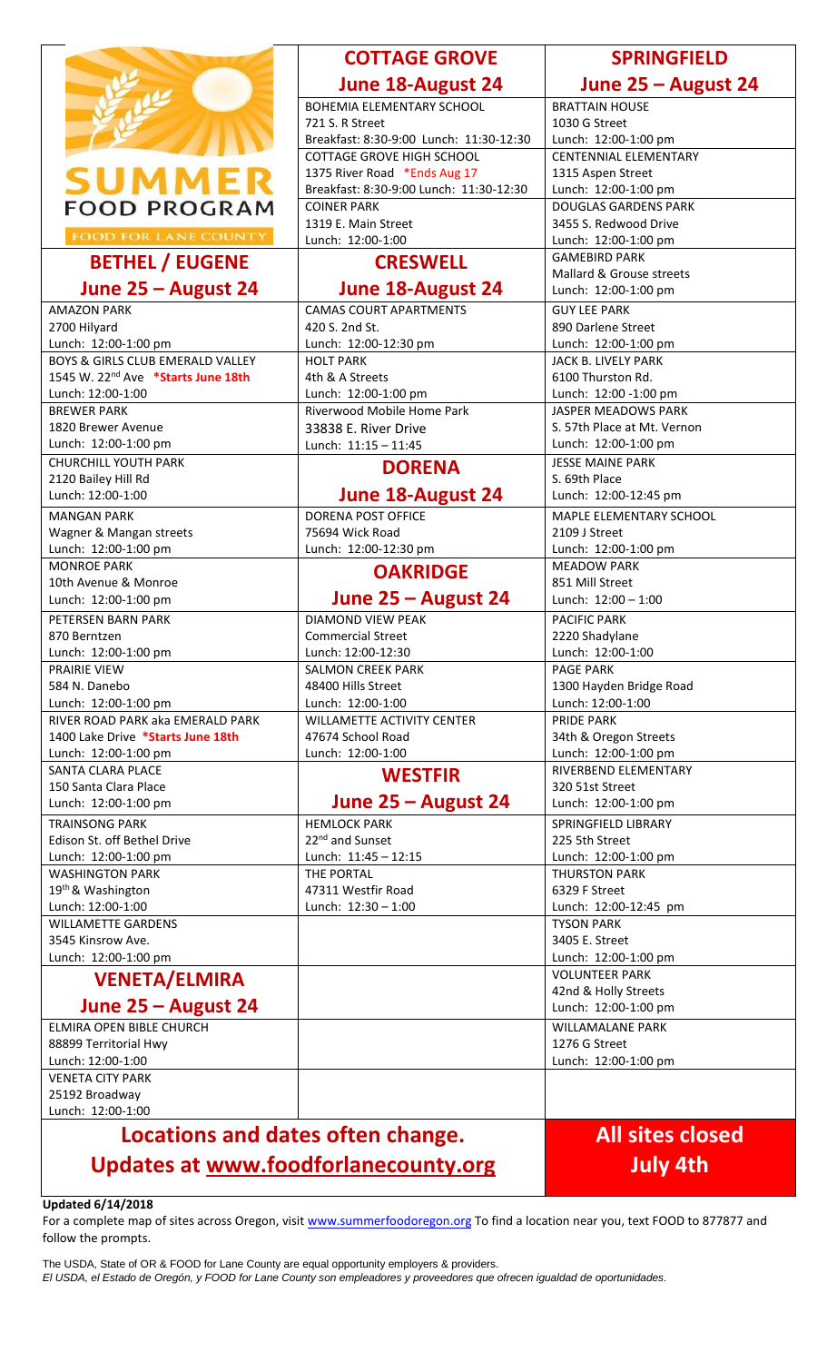# SUMMER FOOD PROGRAM

FOOD FOR LANE COUNTY

## BETHEL / EUGENE

### June 25 – August 24

AMAZON PARK
2700 Hilyard
Lunch: 12:00-1:00 pm

BOYS & GIRLS CLUB EMERALD VALLEY
1545 W. 22nd Ave **\*Starts June 18th**
Lunch: 12:00-1:00

BREWER PARK
1820 Brewer Avenue
Lunch: 12:00-1:00 pm

CHURCHILL YOUTH PARK
2120 Bailey Hill Rd
Lunch: 12:00-1:00

MANGAN PARK
Wagner & Mangan streets
Lunch: 12:00-1:00 pm

MONROE PARK
10th Avenue & Monroe
Lunch: 12:00-1:00 pm

PETERSEN BARN PARK
870 Berntzen
Lunch: 12:00-1:00 pm

PRAIRIE VIEW
584 N. Danebo
Lunch: 12:00-1:00 pm

RIVER ROAD PARK aka EMERALD PARK
1400 Lake Drive **\*Starts June 18th**
Lunch: 12:00-1:00 pm

SANTA CLARA PLACE
150 Santa Clara Place
Lunch: 12:00-1:00 pm

TRAINSONG PARK
Edison St. off Bethel Drive
Lunch: 12:00-1:00 pm

WASHINGTON PARK
19th & Washington
Lunch: 12:00-1:00

WILLAMETTE GARDENS
3545 Kinsrow Ave.
Lunch: 12:00-1:00 pm

## VENETA/ELMIRA

### June 25 – August 24

ELMIRA OPEN BIBLE CHURCH
88899 Territorial Hwy
Lunch: 12:00-1:00

VENETA CITY PARK
25192 Broadway
Lunch: 12:00-1:00

## COTTAGE GROVE

### June 18-August 24

BOHEMIA ELEMENTARY SCHOOL
721 S. R Street
Breakfast: 8:30-9:00 Lunch: 11:30-12:30

COTTAGE GROVE HIGH SCHOOL
1375 River Road **\*Ends Aug 17**
Breakfast: 8:30-9:00 Lunch: 11:30-12:30

COINER PARK
1319 E. Main Street
Lunch: 12:00-1:00

## CRESWELL

### June 18-August 24

CAMAS COURT APARTMENTS
420 S. 2nd St.
Lunch: 12:00-12:30 pm

HOLT PARK
4th & A Streets
Lunch: 12:00-1:00 pm

Riverwood Mobile Home Park
33838 E. River Drive
Lunch: 11:15 – 11:45

## DORENA

### June 18-August 24

DORENA POST OFFICE
75694 Wick Road
Lunch: 12:00-12:30 pm

## OAKRIDGE

### June 25 – August 24

DIAMOND VIEW PEAK
Commercial Street
Lunch: 12:00-12:30

SALMON CREEK PARK
48400 Hills Street
Lunch: 12:00-1:00

WILLAMETTE ACTIVITY CENTER
47674 School Road
Lunch: 12:00-1:00

## WESTFIR

### June 25 – August 24

HEMLOCK PARK
22nd and Sunset
Lunch: 11:45 – 12:15

THE PORTAL
47311 Westfir Road
Lunch: 12:30 – 1:00

## SPRINGFIELD

### June 25 – August 24

BRATTAIN HOUSE
1030 G Street
Lunch: 12:00-1:00 pm

CENTENNIAL ELEMENTARY
1315 Aspen Street
Lunch: 12:00-1:00 pm

DOUGLAS GARDENS PARK
3455 S. Redwood Drive
Lunch: 12:00-1:00 pm

GAMEBIRD PARK
Mallard & Grouse streets
Lunch: 12:00-1:00 pm

GUY LEE PARK
890 Darlene Street
Lunch: 12:00-1:00 pm

JACK B. LIVELY PARK
6100 Thurston Rd.
Lunch: 12:00 -1:00 pm

JASPER MEADOWS PARK
S. 57th Place at Mt. Vernon
Lunch: 12:00-1:00 pm

JESSE MAINE PARK
S. 69th Place
Lunch: 12:00-12:45 pm

MAPLE ELEMENTARY SCHOOL
2109 J Street
Lunch: 12:00-1:00 pm

MEADOW PARK
851 Mill Street
Lunch: 12:00 – 1:00

PACIFIC PARK
2220 Shadylane
Lunch: 12:00-1:00

PAGE PARK
1300 Hayden Bridge Road
Lunch: 12:00-1:00

PRIDE PARK
34th & Oregon Streets
Lunch: 12:00-1:00 pm

RIVERBEND ELEMENTARY
320 51st Street
Lunch: 12:00-1:00 pm

SPRINGFIELD LIBRARY
225 5th Street
Lunch: 12:00-1:00 pm

THURSTON PARK
6329 F Street
Lunch: 12:00-12:45 pm

TYSON PARK
3405 E. Street
Lunch: 12:00-1:00 pm

VOLUNTEER PARK
42nd & Holly Streets
Lunch: 12:00-1:00 pm

WILLAMALANE PARK
1276 G Street
Lunch: 12:00-1:00 pm

## Locations and dates often change.
## Updates at www.foodforlanecounty.org

## All sites closed July 4th

**Updated 6/14/2018**

For a complete map of sites across Oregon, visit www.summerfoodoregon.org To find a location near you, text FOOD to 877877 and follow the prompts.

The USDA, State of OR & FOOD for Lane County are equal opportunity employers & providers.
*El USDA, el Estado de Oregón, y FOOD for Lane County son empleadores y proveedores que ofrecen igualdad de oportunidades.*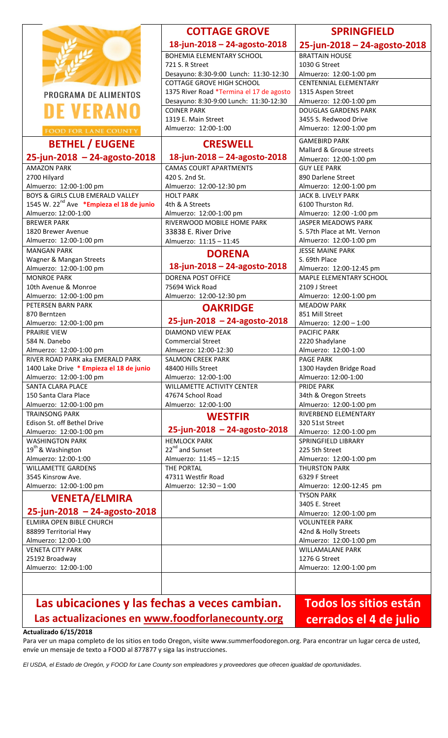PROGRAMA DE ALIMENTOS

# DE VERANO

FOOD FOR LANE COUNTY

## BETHEL / EUGENE

**25-jun-2018 – 24-agosto-2018**

AMAZON PARK
2700 Hilyard
Almuerzo: 12:00-1:00 pm

BOYS & GIRLS CLUB EMERALD VALLEY
1545 W. 22nd Ave *Empieza el 18 de junio
Almuerzo: 12:00-1:00

BREWER PARK
1820 Brewer Avenue
Almuerzo: 12:00-1:00 pm

MANGAN PARK
Wagner & Mangan Streets
Almuerzo: 12:00-1:00 pm

MONROE PARK
10th Avenue & Monroe
Almuerzo: 12:00-1:00 pm

PETERSEN BARN PARK
870 Berntzen
Almuerzo: 12:00-1:00 pm

PRAIRIE VIEW
584 N. Danebo
Almuerzo: 12:00-1:00 pm

RIVER ROAD PARK aka EMERALD PARK
1400 Lake Drive * Empieza el 18 de junio
Almuerzo: 12:00-1:00 pm

SANTA CLARA PLACE
150 Santa Clara Place
Almuerzo: 12:00-1:00 pm

TRAINSONG PARK
Edison St. off Bethel Drive
Almuerzo: 12:00-1:00 pm

WASHINGTON PARK
19th & Washington
Almuerzo: 12:00-1:00

WILLAMETTE GARDENS
3545 Kinsrow Ave.
Almuerzo: 12:00-1:00 pm

## VENETA/ELMIRA

**25-jun-2018 – 24-agosto-2018**

ELMIRA OPEN BIBLE CHURCH
88899 Territorial Hwy
Almuerzo: 12:00-1:00

VENETA CITY PARK
25192 Broadway
Almuerzo: 12:00-1:00

## COTTAGE GROVE

**18-jun-2018 – 24-agosto-2018**

BOHEMIA ELEMENTARY SCHOOL
721 S. R Street
Desayuno: 8:30-9:00 Lunch: 11:30-12:30

COTTAGE GROVE HIGH SCHOOL
1375 River Road *Termina el 17 de agosto
Desayuno: 8:30-9:00 Lunch: 11:30-12:30

COINER PARK
1319 E. Main Street
Almuerzo: 12:00-1:00

## CRESWELL

**18-jun-2018 – 24-agosto-2018**

CAMAS COURT APARTMENTS
420 S. 2nd St.
Almuerzo: 12:00-12:30 pm

HOLT PARK
4th & A Streets
Almuerzo: 12:00-1:00 pm

RIVERWOOD MOBILE HOME PARK
33838 E. River Drive
Almuerzo: 11:15 – 11:45

## DORENA

**18-jun-2018 – 24-agosto-2018**

DORENA POST OFFICE
75694 Wick Road
Almuerzo: 12:00-12:30 pm

## OAKRIDGE

**25-jun-2018 – 24-agosto-2018**

DIAMOND VIEW PEAK
Commercial Street
Almuerzo: 12:00-12:30

SALMON CREEK PARK
48400 Hills Street
Almuerzo: 12:00-1:00

WILLAMETTE ACTIVITY CENTER
47674 School Road
Almuerzo: 12:00-1:00

## WESTFIR

**25-jun-2018 – 24-agosto-2018**

HEMLOCK PARK
22nd and Sunset
Almuerzo: 11:45 – 12:15

THE PORTAL
47311 Westfir Road
Almuerzo: 12:30 – 1:00

## SPRINGFIELD

**25-jun-2018 – 24-agosto-2018**

BRATTAIN HOUSE
1030 G Street
Almuerzo: 12:00-1:00 pm

CENTENNIAL ELEMENTARY
1315 Aspen Street
Almuerzo: 12:00-1:00 pm

DOUGLAS GARDENS PARK
3455 S. Redwood Drive
Almuerzo: 12:00-1:00 pm

GAMEBIRD PARK
Mallard & Grouse streets
Almuerzo: 12:00-1:00 pm

GUY LEE PARK
890 Darlene Street
Almuerzo: 12:00-1:00 pm

JACK B. LIVELY PARK
6100 Thurston Rd.
Almuerzo: 12:00 -1:00 pm

JASPER MEADOWS PARK
S. 57th Place at Mt. Vernon
Almuerzo: 12:00-1:00 pm

JESSE MAINE PARK
S. 69th Place
Almuerzo: 12:00-12:45 pm

MAPLE ELEMENTARY SCHOOL
2109 J Street
Almuerzo: 12:00-1:00 pm

MEADOW PARK
851 Mill Street
Almuerzo: 12:00 – 1:00

PACIFIC PARK
2220 Shadylane
Almuerzo: 12:00-1:00

PAGE PARK
1300 Hayden Bridge Road
Almuerzo: 12:00-1:00

PRIDE PARK
34th & Oregon Streets
Almuerzo: 12:00-1:00 pm

RIVERBEND ELEMENTARY
320 51st Street
Almuerzo: 12:00-1:00 pm

SPRINGFIELD LIBRARY
225 5th Street
Almuerzo: 12:00-1:00 pm

THURSTON PARK
6329 F Street
Almuerzo: 12:00-12:45 pm

TYSON PARK
3405 E. Street
Almuerzo: 12:00-1:00 pm

VOLUNTEER PARK
42nd & Holly Streets
Almuerzo: 12:00-1:00 pm

WILLAMALANE PARK
1276 G Street
Almuerzo: 12:00-1:00 pm

**Las ubicaciones y las fechas a veces cambian.**
**Las actualizaciones en www.foodforlanecounty.org**

**Todos los sitios están cerrados el 4 de julio**

**Actualizado 6/15/2018**

Para ver un mapa completo de los sitios en todo Oregon, visite www.summerfoodoregon.org. Para encontrar un lugar cerca de usted, envíe un mensaje de texto a FOOD al 877877 y siga las instrucciones.

*El USDA, el Estado de Oregón, y FOOD for Lane County son empleadores y proveedores que ofrecen igualdad de oportunidades.*